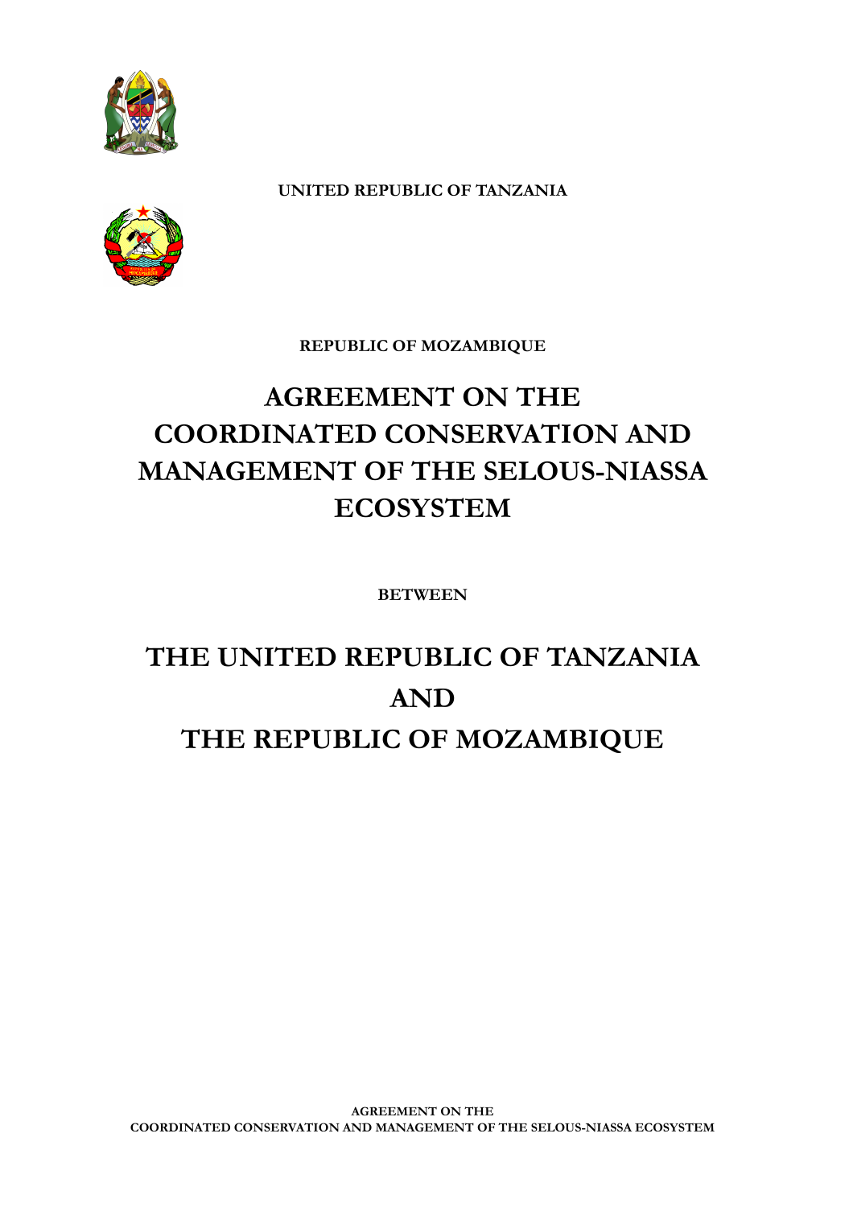**UNITED REPUBLIC OF TANZANIA**

**REPUBLIC OF MOZAMBIQUE**

# AGREEMENT ON THE COORDINATED CONSERVATION AND MANAGEMENT OF THE SELOUS-NIASSA ECOSYSTEM

**BETWEEN**

# THE UNITED REPUBLIC OF TANZANIA AND THE REPUBLIC OF MOZAMBIQUE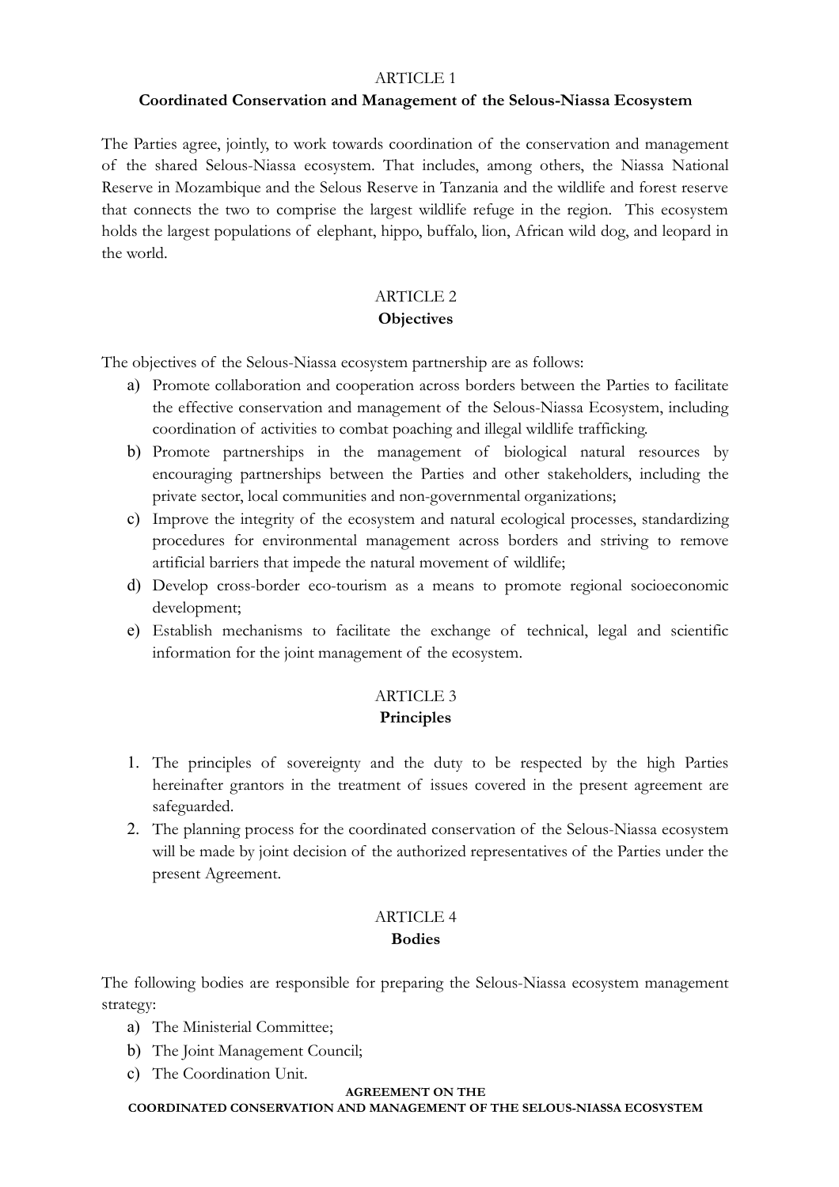## ARTICLE 1

### Coordinated Conservation and Management of the Selous-Niassa Ecosystem

The Parties agree, jointly, to work towards coordination of the conservation and management of the shared Selous-Niassa ecosystem. That includes, among others, the Niassa National Reserve in Mozambique and the Selous Reserve in Tanzania and the wildlife and forest reserve that connects the two to comprise the largest wildlife refuge in the region. This ecosystem holds the largest populations of elephant, hippo, buffalo, lion, African wild dog, and leopard in the world.

## ARTICLE 2

### Objectives

The objectives of the Selous-Niassa ecosystem partnership are as follows:

a) Promote collaboration and cooperation across borders between the Parties to facilitate the effective conservation and management of the Selous-Niassa Ecosystem, including coordination of activities to combat poaching and illegal wildlife trafficking.
b) Promote partnerships in the management of biological natural resources by encouraging partnerships between the Parties and other stakeholders, including the private sector, local communities and non-governmental organizations;
c) Improve the integrity of the ecosystem and natural ecological processes, standardizing procedures for environmental management across borders and striving to remove artificial barriers that impede the natural movement of wildlife;
d) Develop cross-border eco-tourism as a means to promote regional socioeconomic development;
e) Establish mechanisms to facilitate the exchange of technical, legal and scientific information for the joint management of the ecosystem.

## ARTICLE 3

### Principles

1. The principles of sovereignty and the duty to be respected by the high Parties hereinafter grantors in the treatment of issues covered in the present agreement are safeguarded.
2. The planning process for the coordinated conservation of the Selous-Niassa ecosystem will be made by joint decision of the authorized representatives of the Parties under the present Agreement.

## ARTICLE 4

### Bodies

The following bodies are responsible for preparing the Selous-Niassa ecosystem management strategy:

a) The Ministerial Committee;
b) The Joint Management Council;
c) The Coordination Unit.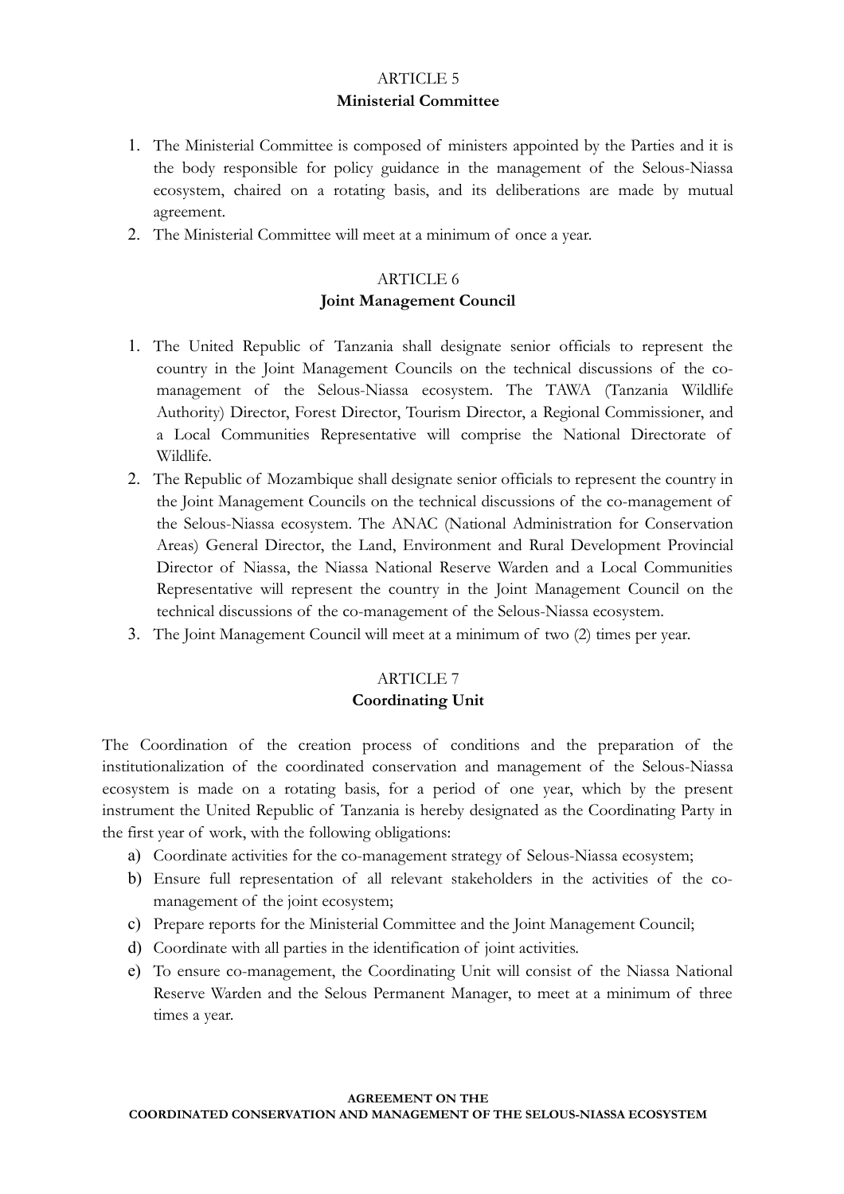## ARTICLE 5
## Ministerial Committee

1. The Ministerial Committee is composed of ministers appointed by the Parties and it is the body responsible for policy guidance in the management of the Selous-Niassa ecosystem, chaired on a rotating basis, and its deliberations are made by mutual agreement.
2. The Ministerial Committee will meet at a minimum of once a year.

## ARTICLE 6
## Joint Management Council

1. The United Republic of Tanzania shall designate senior officials to represent the country in the Joint Management Councils on the technical discussions of the co-management of the Selous-Niassa ecosystem. The TAWA (Tanzania Wildlife Authority) Director, Forest Director, Tourism Director, a Regional Commissioner, and a Local Communities Representative will comprise the National Directorate of Wildlife.
2. The Republic of Mozambique shall designate senior officials to represent the country in the Joint Management Councils on the technical discussions of the co-management of the Selous-Niassa ecosystem. The ANAC (National Administration for Conservation Areas) General Director, the Land, Environment and Rural Development Provincial Director of Niassa, the Niassa National Reserve Warden and a Local Communities Representative will represent the country in the Joint Management Council on the technical discussions of the co-management of the Selous-Niassa ecosystem.
3. The Joint Management Council will meet at a minimum of two (2) times per year.

## ARTICLE 7
## Coordinating Unit

The Coordination of the creation process of conditions and the preparation of the institutionalization of the coordinated conservation and management of the Selous-Niassa ecosystem is made on a rotating basis, for a period of one year, which by the present instrument the United Republic of Tanzania is hereby designated as the Coordinating Party in the first year of work, with the following obligations:

a) Coordinate activities for the co-management strategy of Selous-Niassa ecosystem;
b) Ensure full representation of all relevant stakeholders in the activities of the co-management of the joint ecosystem;
c) Prepare reports for the Ministerial Committee and the Joint Management Council;
d) Coordinate with all parties in the identification of joint activities.
e) To ensure co-management, the Coordinating Unit will consist of the Niassa National Reserve Warden and the Selous Permanent Manager, to meet at a minimum of three times a year.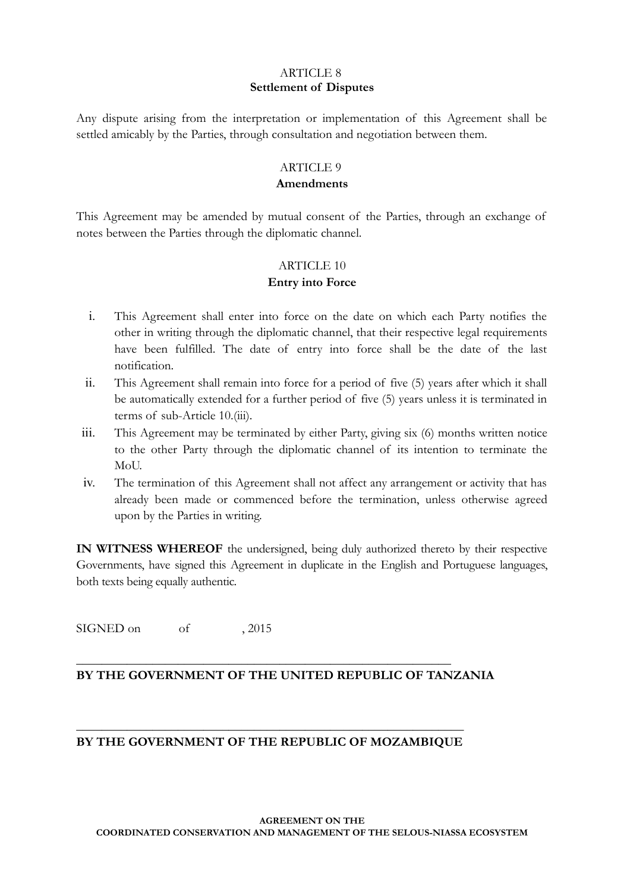### ARTICLE 8
**Settlement of Disputes**

Any dispute arising from the interpretation or implementation of this Agreement shall be settled amicably by the Parties, through consultation and negotiation between them.

### ARTICLE 9
**Amendments**

This Agreement may be amended by mutual consent of the Parties, through an exchange of notes between the Parties through the diplomatic channel.

### ARTICLE 10
**Entry into Force**

i. This Agreement shall enter into force on the date on which each Party notifies the other in writing through the diplomatic channel, that their respective legal requirements have been fulfilled. The date of entry into force shall be the date of the last notification.

ii. This Agreement shall remain into force for a period of five (5) years after which it shall be automatically extended for a further period of five (5) years unless it is terminated in terms of sub-Article 10.(iii).

iii. This Agreement may be terminated by either Party, giving six (6) months written notice to the other Party through the diplomatic channel of its intention to terminate the MoU.

iv. The termination of this Agreement shall not affect any arrangement or activity that has already been made or commenced before the termination, unless otherwise agreed upon by the Parties in writing.

**IN WITNESS WHEREOF** the undersigned, being duly authorized thereto by their respective Governments, have signed this Agreement in duplicate in the English and Portuguese languages, both texts being equally authentic.

SIGNED on of , 2015

\_\_\_\_\_\_\_\_\_\_\_\_\_\_\_\_\_\_\_\_\_\_\_\_\_\_\_\_\_\_\_\_\_\_\_\_\_\_\_\_\_\_\_\_\_\_\_\_\_\_\_\_\_\_\_\_\_\_

**BY THE GOVERNMENT OF THE UNITED REPUBLIC OF TANZANIA**

\_\_\_\_\_\_\_\_\_\_\_\_\_\_\_\_\_\_\_\_\_\_\_\_\_\_\_\_\_\_\_\_\_\_\_\_\_\_\_\_\_\_\_\_\_\_\_\_\_\_\_\_\_\_\_\_\_\_

**BY THE GOVERNMENT OF THE REPUBLIC OF MOZAMBIQUE**